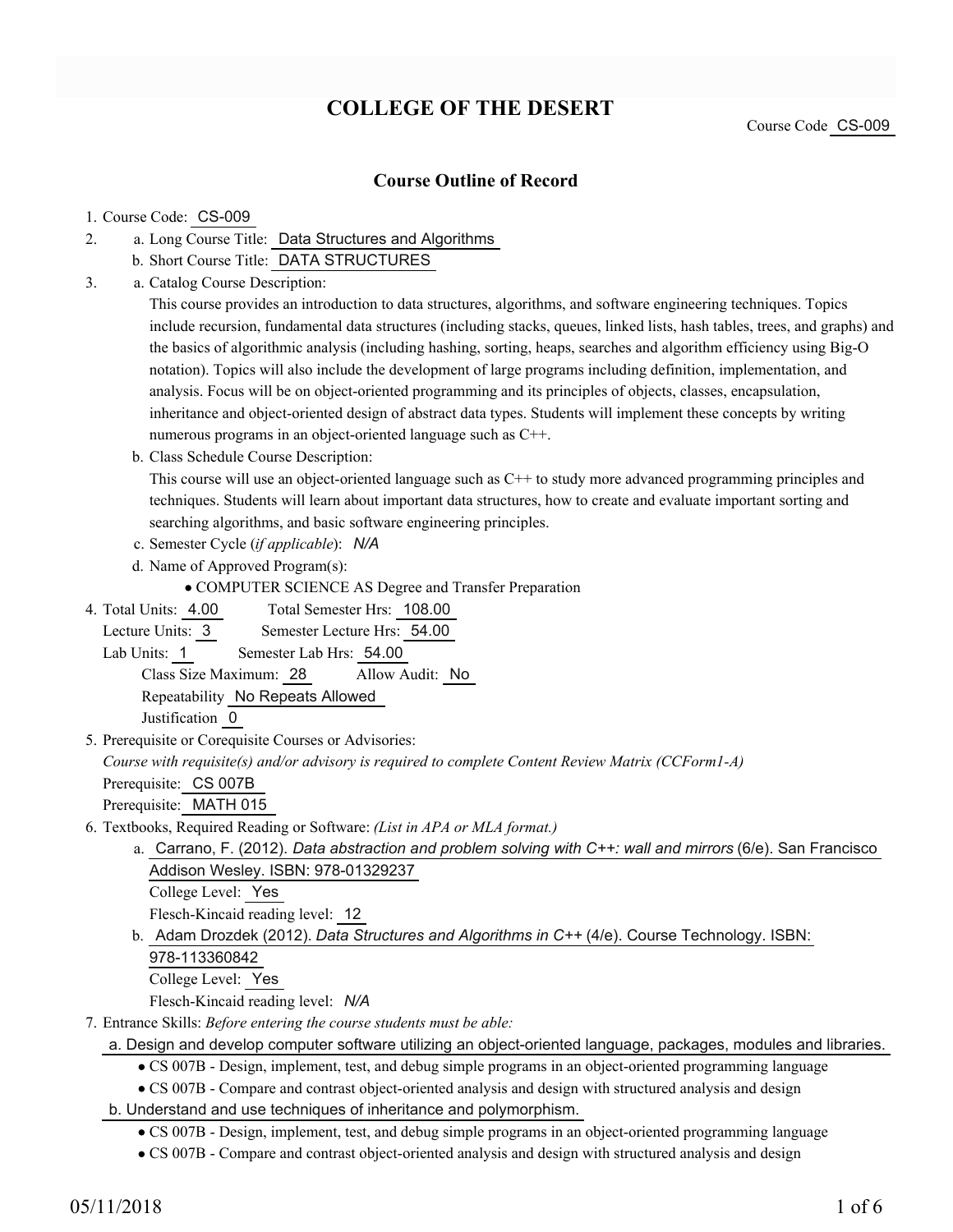# COLLEGE OF THE DESERT

Course Code CS-009

## Course Outline of Record

1. Course Code: CS-009
2. a. Long Course Title: Data Structures and Algorithms
   b. Short Course Title: DATA STRUCTURES
3. a. Catalog Course Description:

   This course provides an introduction to data structures, algorithms, and software engineering techniques. Topics include recursion, fundamental data structures (including stacks, queues, linked lists, hash tables, trees, and graphs) and the basics of algorithmic analysis (including hashing, sorting, heaps, searches and algorithm efficiency using Big-O notation). Topics will also include the development of large programs including definition, implementation, and analysis. Focus will be on object-oriented programming and its principles of objects, classes, encapsulation, inheritance and object-oriented design of abstract data types. Students will implement these concepts by writing numerous programs in an object-oriented language such as C++.

   b. Class Schedule Course Description:

   This course will use an object-oriented language such as C++ to study more advanced programming principles and techniques. Students will learn about important data structures, how to create and evaluate important sorting and searching algorithms, and basic software engineering principles.

   c. Semester Cycle (*if applicable*): *N/A*

   d. Name of Approved Program(s):

   - COMPUTER SCIENCE AS Degree and Transfer Preparation
4. Total Units: 4.00 Total Semester Hrs: 108.00

   Lecture Units: 3 Semester Lecture Hrs: 54.00

   Lab Units: 1 Semester Lab Hrs: 54.00

   Class Size Maximum: 28 Allow Audit: No

   Repeatability No Repeats Allowed

   Justification 0
5. Prerequisite or Corequisite Courses or Advisories:

   *Course with requisite(s) and/or advisory is required to complete Content Review Matrix (CCForm1-A)*

   Prerequisite: CS 007B

   Prerequisite: MATH 015
6. Textbooks, Required Reading or Software: *(List in APA or MLA format.)*

   a. Carrano, F. (2012). *Data abstraction and problem solving with C++: wall and mirrors* (6/e). San Francisco Addison Wesley. ISBN: 978-01329237

   College Level: Yes

   Flesch-Kincaid reading level: 12

   b. Adam Drozdek (2012). *Data Structures and Algorithms in C++* (4/e). Course Technology. ISBN: 978-113360842

   College Level: Yes

   Flesch-Kincaid reading level: *N/A*
7. Entrance Skills: *Before entering the course students must be able:*

   a. Design and develop computer software utilizing an object-oriented language, packages, modules and libraries.

   - CS 007B - Design, implement, test, and debug simple programs in an object-oriented programming language
   - CS 007B - Compare and contrast object-oriented analysis and design with structured analysis and design

   b. Understand and use techniques of inheritance and polymorphism.

   - CS 007B - Design, implement, test, and debug simple programs in an object-oriented programming language
   - CS 007B - Compare and contrast object-oriented analysis and design with structured analysis and design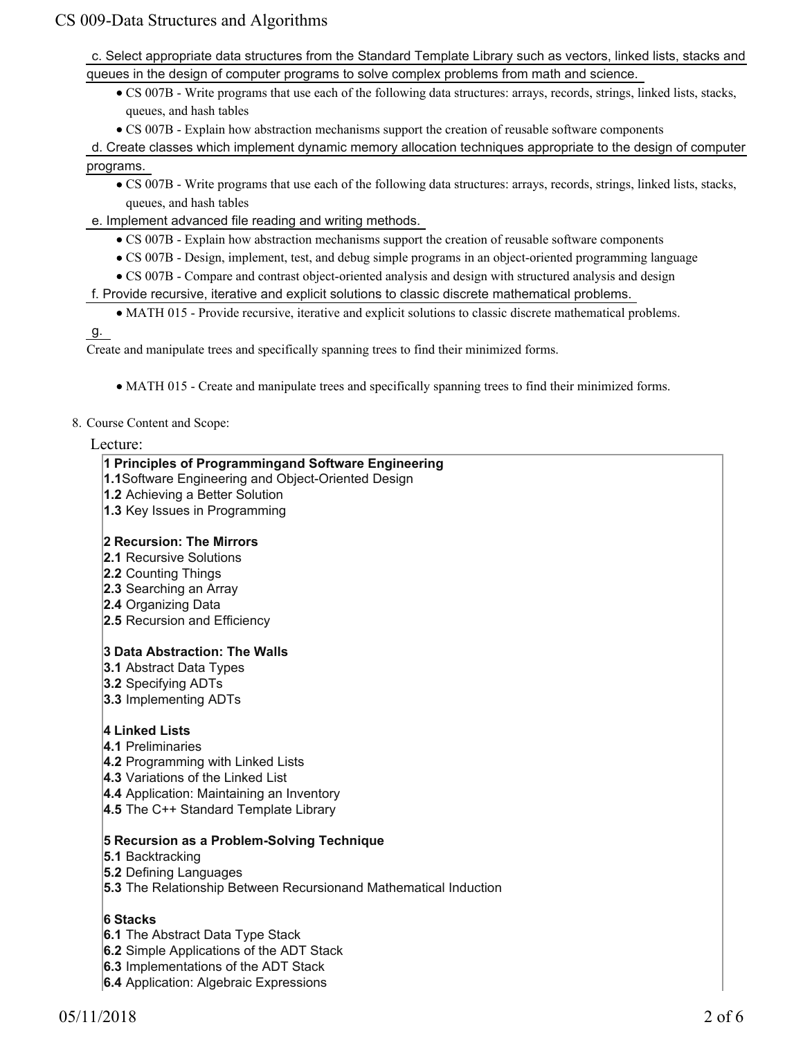c. Select appropriate data structures from the Standard Template Library such as vectors, linked lists, stacks and queues in the design of computer programs to solve complex problems from math and science.

- CS 007B - Write programs that use each of the following data structures: arrays, records, strings, linked lists, stacks, queues, and hash tables
- CS 007B - Explain how abstraction mechanisms support the creation of reusable software components

d. Create classes which implement dynamic memory allocation techniques appropriate to the design of computer programs.

- CS 007B - Write programs that use each of the following data structures: arrays, records, strings, linked lists, stacks, queues, and hash tables

e. Implement advanced file reading and writing methods.

- CS 007B - Explain how abstraction mechanisms support the creation of reusable software components
- CS 007B - Design, implement, test, and debug simple programs in an object-oriented programming language
- CS 007B - Compare and contrast object-oriented analysis and design with structured analysis and design

f. Provide recursive, iterative and explicit solutions to classic discrete mathematical problems.

- MATH 015 - Provide recursive, iterative and explicit solutions to classic discrete mathematical problems.

g.

Create and manipulate trees and specifically spanning trees to find their minimized forms.

- MATH 015 - Create and manipulate trees and specifically spanning trees to find their minimized forms.

8. Course Content and Scope:

Lecture:

**1 Principles of Programmingand Software Engineering**
**1.1**Software Engineering and Object-Oriented Design
**1.2** Achieving a Better Solution
**1.3** Key Issues in Programming

**2 Recursion: The Mirrors**
**2.1** Recursive Solutions
**2.2** Counting Things
**2.3** Searching an Array
**2.4** Organizing Data
**2.5** Recursion and Efficiency

**3 Data Abstraction: The Walls**
**3.1** Abstract Data Types
**3.2** Specifying ADTs
**3.3** Implementing ADTs

**4 Linked Lists**
**4.1** Preliminaries
**4.2** Programming with Linked Lists
**4.3** Variations of the Linked List
**4.4** Application: Maintaining an Inventory
**4.5** The C++ Standard Template Library

**5 Recursion as a Problem-Solving Technique**
**5.1** Backtracking
**5.2** Defining Languages
**5.3** The Relationship Between Recursionand Mathematical Induction

**6 Stacks**
**6.1** The Abstract Data Type Stack
**6.2** Simple Applications of the ADT Stack
**6.3** Implementations of the ADT Stack
**6.4** Application: Algebraic Expressions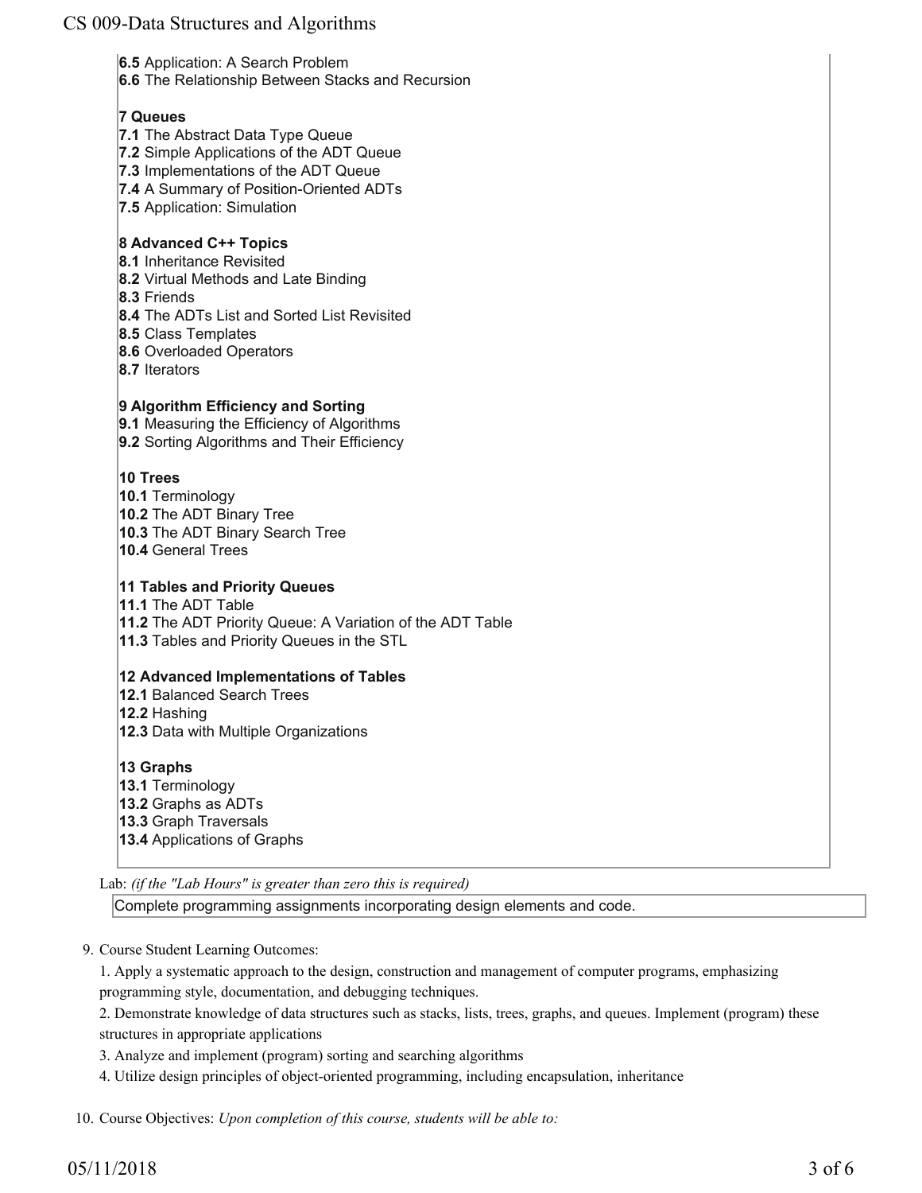**6.5** Application: A Search Problem
**6.6** The Relationship Between Stacks and Recursion

**7 Queues**
**7.1** The Abstract Data Type Queue
**7.2** Simple Applications of the ADT Queue
**7.3** Implementations of the ADT Queue
**7.4** A Summary of Position-Oriented ADTs
**7.5** Application: Simulation

**8 Advanced C++ Topics**
**8.1** Inheritance Revisited
**8.2** Virtual Methods and Late Binding
**8.3** Friends
**8.4** The ADTs List and Sorted List Revisited
**8.5** Class Templates
**8.6** Overloaded Operators
**8.7** Iterators

**9 Algorithm Efficiency and Sorting**
**9.1** Measuring the Efficiency of Algorithms
**9.2** Sorting Algorithms and Their Efficiency

**10 Trees**
**10.1** Terminology
**10.2** The ADT Binary Tree
**10.3** The ADT Binary Search Tree
**10.4** General Trees

**11 Tables and Priority Queues**
**11.1** The ADT Table
**11.2** The ADT Priority Queue: A Variation of the ADT Table
**11.3** Tables and Priority Queues in the STL

**12 Advanced Implementations of Tables**
**12.1** Balanced Search Trees
**12.2** Hashing
**12.3** Data with Multiple Organizations

**13 Graphs**
**13.1** Terminology
**13.2** Graphs as ADTs
**13.3** Graph Traversals
**13.4** Applications of Graphs

Lab: *(if the "Lab Hours" is greater than zero this is required)*

Complete programming assignments incorporating design elements and code.

9. Course Student Learning Outcomes:

   1. Apply a systematic approach to the design, construction and management of computer programs, emphasizing programming style, documentation, and debugging techniques.
   2. Demonstrate knowledge of data structures such as stacks, lists, trees, graphs, and queues. Implement (program) these structures in appropriate applications
   3. Analyze and implement (program) sorting and searching algorithms
   4. Utilize design principles of object-oriented programming, including encapsulation, inheritance

10. Course Objectives: *Upon completion of this course, students will be able to:*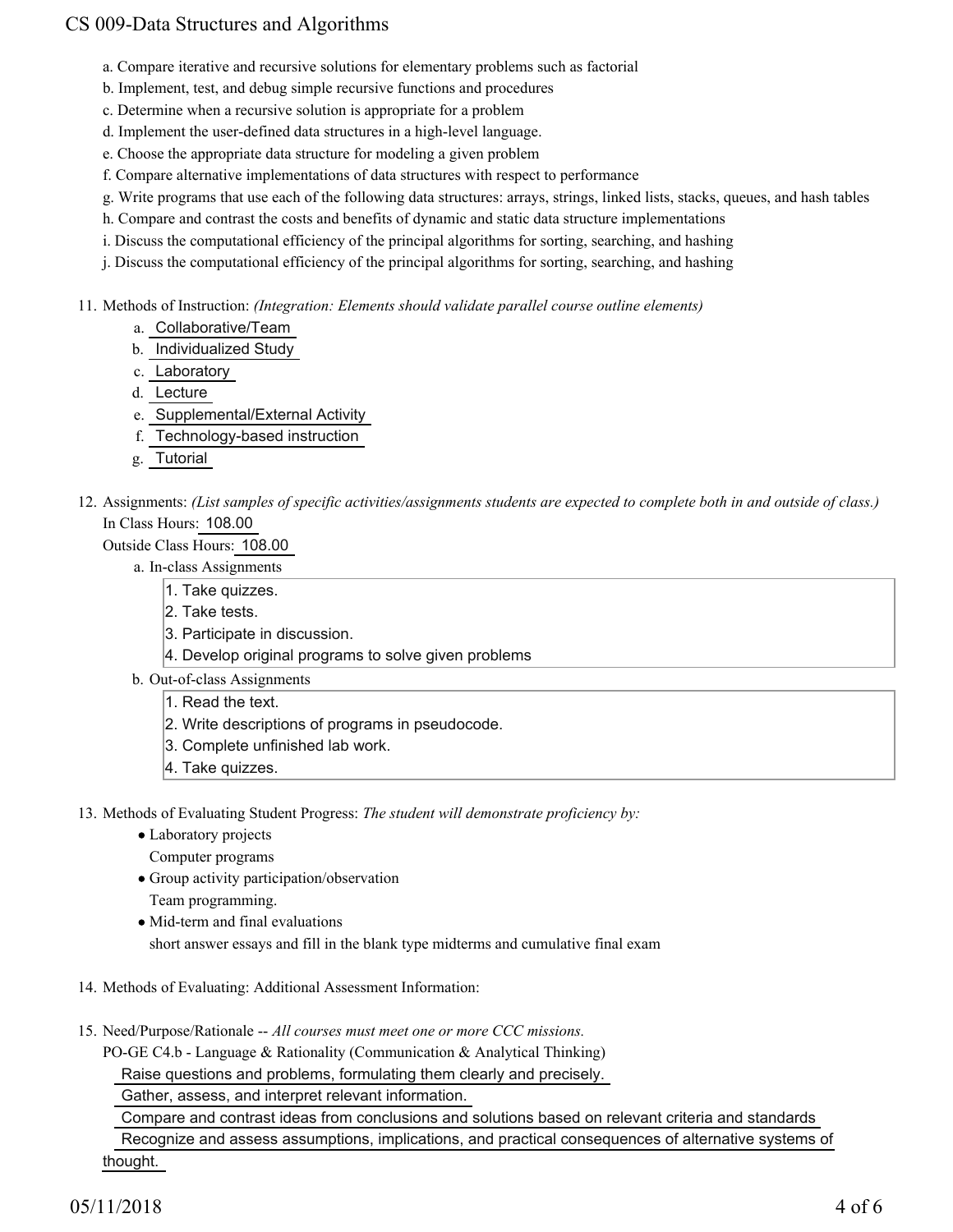a. Compare iterative and recursive solutions for elementary problems such as factorial
b. Implement, test, and debug simple recursive functions and procedures
c. Determine when a recursive solution is appropriate for a problem
d. Implement the user-defined data structures in a high-level language.
e. Choose the appropriate data structure for modeling a given problem
f. Compare alternative implementations of data structures with respect to performance
g. Write programs that use each of the following data structures: arrays, strings, linked lists, stacks, queues, and hash tables
h. Compare and contrast the costs and benefits of dynamic and static data structure implementations
i. Discuss the computational efficiency of the principal algorithms for sorting, searching, and hashing
j. Discuss the computational efficiency of the principal algorithms for sorting, searching, and hashing

11. Methods of Instruction: *(Integration: Elements should validate parallel course outline elements)*
    a. Collaborative/Team
    b. Individualized Study
    c. Laboratory
    d. Lecture
    e. Supplemental/External Activity
    f. Technology-based instruction
    g. Tutorial

12. Assignments: *(List samples of specific activities/assignments students are expected to complete both in and outside of class.)*
    In Class Hours: 108.00
    Outside Class Hours: 108.00
    a. In-class Assignments
       1. Take quizzes.
       2. Take tests.
       3. Participate in discussion.
       4. Develop original programs to solve given problems
    b. Out-of-class Assignments
       1. Read the text.
       2. Write descriptions of programs in pseudocode.
       3. Complete unfinished lab work.
       4. Take quizzes.

13. Methods of Evaluating Student Progress: *The student will demonstrate proficiency by:*
    - Laboratory projects
      Computer programs
    - Group activity participation/observation
      Team programming.
    - Mid-term and final evaluations
      short answer essays and fill in the blank type midterms and cumulative final exam

14. Methods of Evaluating: Additional Assessment Information:

15. Need/Purpose/Rationale -- *All courses must meet one or more CCC missions.*
    PO-GE C4.b - Language & Rationality (Communication & Analytical Thinking)
    Raise questions and problems, formulating them clearly and precisely.
    Gather, assess, and interpret relevant information.
    Compare and contrast ideas from conclusions and solutions based on relevant criteria and standards
    Recognize and assess assumptions, implications, and practical consequences of alternative systems of thought.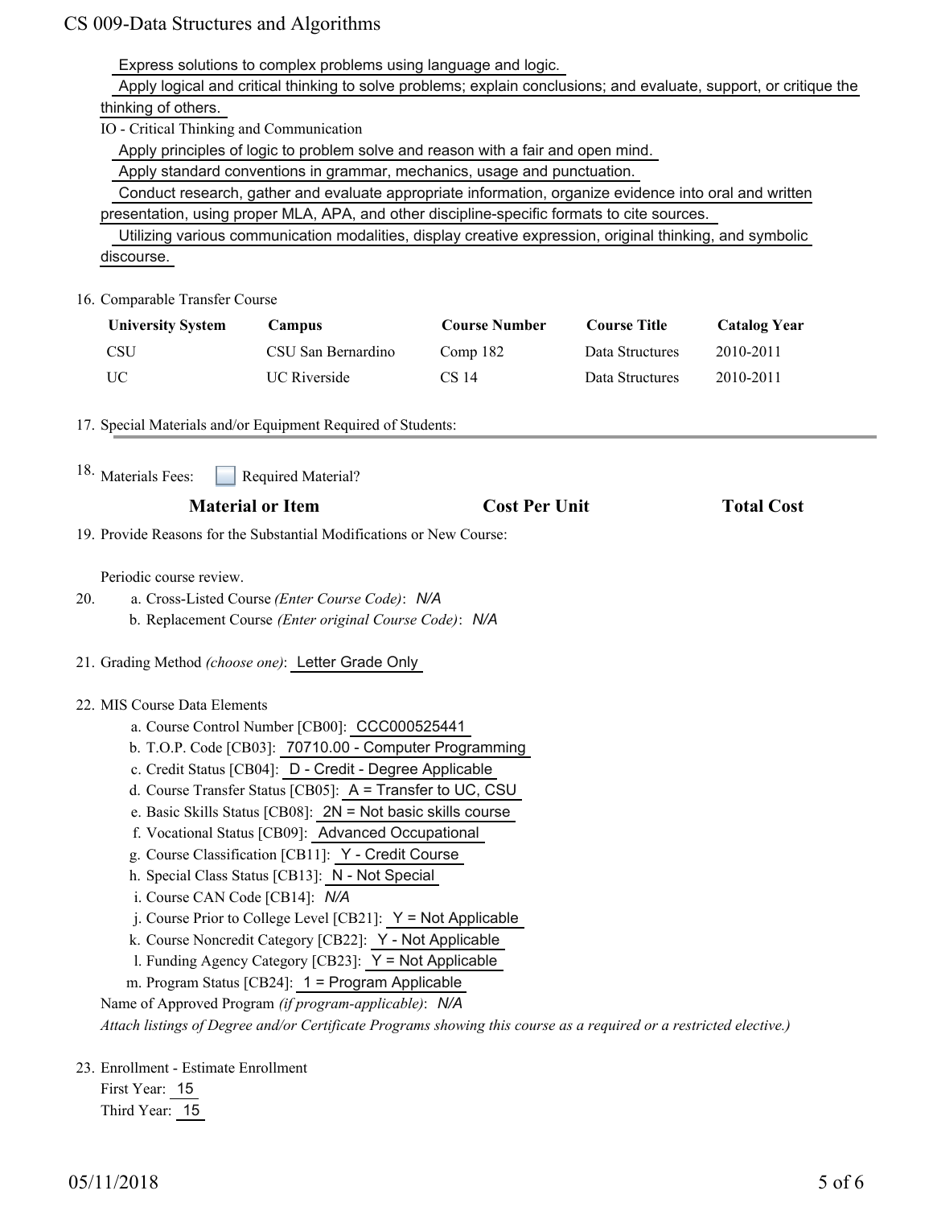Express solutions to complex problems using language and logic.

Apply logical and critical thinking to solve problems; explain conclusions; and evaluate, support, or critique the thinking of others.

IO - Critical Thinking and Communication

Apply principles of logic to problem solve and reason with a fair and open mind.

Apply standard conventions in grammar, mechanics, usage and punctuation.

Conduct research, gather and evaluate appropriate information, organize evidence into oral and written presentation, using proper MLA, APA, and other discipline-specific formats to cite sources.

Utilizing various communication modalities, display creative expression, original thinking, and symbolic discourse.

16. Comparable Transfer Course

| University System | Campus | Course Number | Course Title | Catalog Year |
|---|---|---|---|---|
| CSU | CSU San Bernardino | Comp 182 | Data Structures | 2010-2011 |
| UC | UC Riverside | CS 14 | Data Structures | 2010-2011 |

17. Special Materials and/or Equipment Required of Students:

18. Materials Fees: ☐ Required Material?

| Material or Item | Cost Per Unit | Total Cost |
|---|---|---|

19. Provide Reasons for the Substantial Modifications or New Course:

Periodic course review.

20. a. Cross-Listed Course *(Enter Course Code)*: *N/A*
    b. Replacement Course *(Enter original Course Code)*: *N/A*

21. Grading Method *(choose one)*: Letter Grade Only

22. MIS Course Data Elements
    a. Course Control Number [CB00]: CCC000525441
    b. T.O.P. Code [CB03]: 70710.00 - Computer Programming
    c. Credit Status [CB04]: D - Credit - Degree Applicable
    d. Course Transfer Status [CB05]: A = Transfer to UC, CSU
    e. Basic Skills Status [CB08]: 2N = Not basic skills course
    f. Vocational Status [CB09]: Advanced Occupational
    g. Course Classification [CB11]: Y - Credit Course
    h. Special Class Status [CB13]: N - Not Special
    i. Course CAN Code [CB14]: *N/A*
    j. Course Prior to College Level [CB21]: Y = Not Applicable
    k. Course Noncredit Category [CB22]: Y - Not Applicable
    l. Funding Agency Category [CB23]: Y = Not Applicable
    m. Program Status [CB24]: 1 = Program Applicable

    Name of Approved Program *(if program-applicable)*: *N/A*

    *Attach listings of Degree and/or Certificate Programs showing this course as a required or a restricted elective.)*

23. Enrollment - Estimate Enrollment

    First Year: 15

    Third Year: 15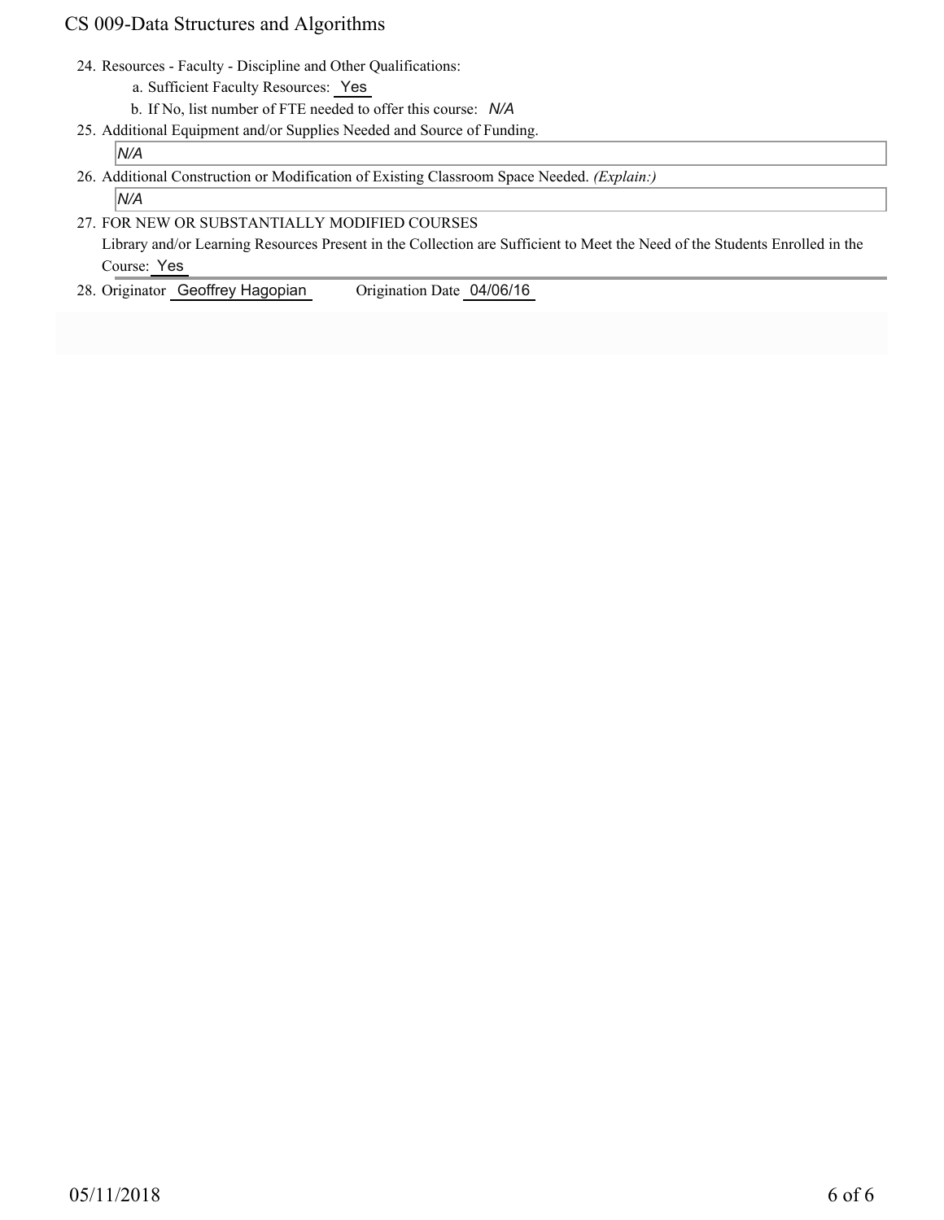24. Resources - Faculty - Discipline and Other Qualifications:
    a. Sufficient Faculty Resources: Yes
    b. If No, list number of FTE needed to offer this course: *N/A*
25. Additional Equipment and/or Supplies Needed and Source of Funding.

    *N/A*
26. Additional Construction or Modification of Existing Classroom Space Needed. *(Explain:)*

    *N/A*
27. FOR NEW OR SUBSTANTIALLY MODIFIED COURSES

    Library and/or Learning Resources Present in the Collection are Sufficient to Meet the Need of the Students Enrolled in the Course: Yes
28. Originator Geoffrey Hagopian Origination Date 04/06/16